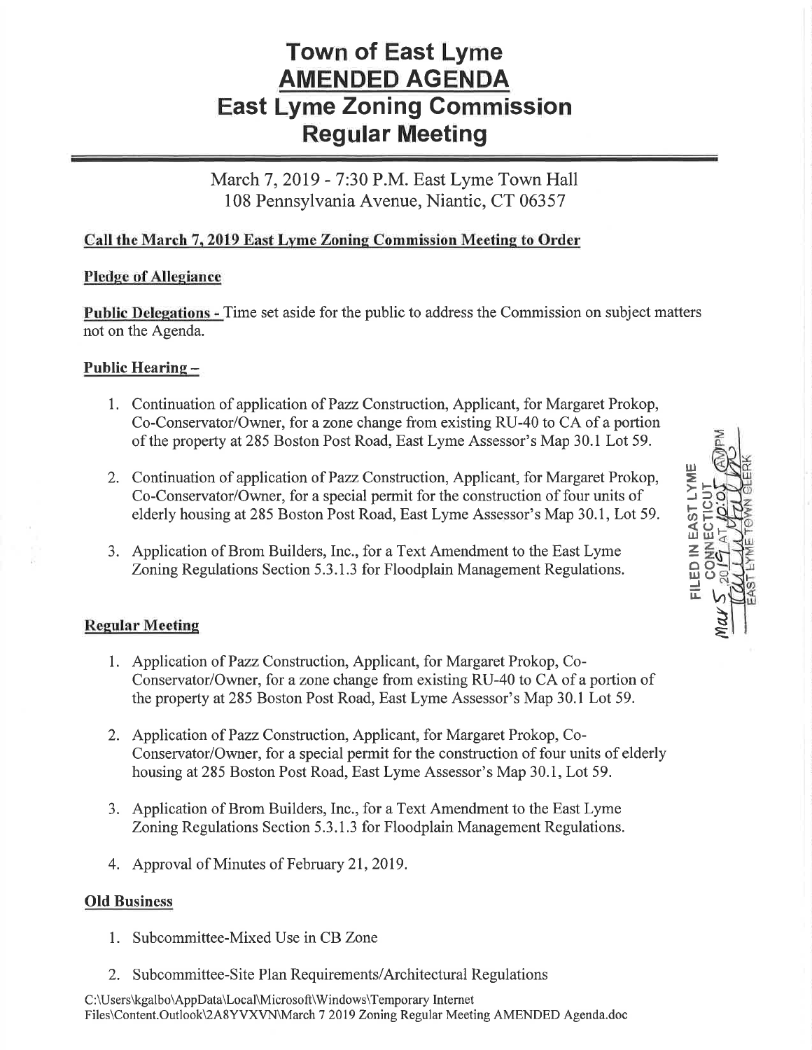# Town of East Lyme
# AMENDED AGENDA
# East Lyme Zoning Commission
# Regular Meeting

March 7, 2019 - 7:30 P.M. East Lyme Town Hall
108 Pennsylvania Avenue, Niantic, CT 06357

**Call the March 7, 2019 East Lyme Zoning Commission Meeting to Order**

**Pledge of Allegiance**

**Public Delegations -** Time set aside for the public to address the Commission on subject matters not on the Agenda.

**Public Hearing –**

1. Continuation of application of Pazz Construction, Applicant, for Margaret Prokop, Co-Conservator/Owner, for a zone change from existing RU-40 to CA of a portion of the property at 285 Boston Post Road, East Lyme Assessor's Map 30.1 Lot 59.

2. Continuation of application of Pazz Construction, Applicant, for Margaret Prokop, Co-Conservator/Owner, for a special permit for the construction of four units of elderly housing at 285 Boston Post Road, East Lyme Assessor's Map 30.1, Lot 59.

3. Application of Brom Builders, Inc., for a Text Amendment to the East Lyme Zoning Regulations Section 5.3.1.3 for Floodplain Management Regulations.

FILED IN EAST LYME CONNECTICUT Mar 5 2019 AT 10:05 AM EAST LYME TOWN CLERK

**Regular Meeting**

1. Application of Pazz Construction, Applicant, for Margaret Prokop, Co-Conservator/Owner, for a zone change from existing RU-40 to CA of a portion of the property at 285 Boston Post Road, East Lyme Assessor's Map 30.1 Lot 59.

2. Application of Pazz Construction, Applicant, for Margaret Prokop, Co-Conservator/Owner, for a special permit for the construction of four units of elderly housing at 285 Boston Post Road, East Lyme Assessor's Map 30.1, Lot 59.

3. Application of Brom Builders, Inc., for a Text Amendment to the East Lyme Zoning Regulations Section 5.3.1.3 for Floodplain Management Regulations.

4. Approval of Minutes of February 21, 2019.

**Old Business**

1. Subcommittee-Mixed Use in CB Zone

2. Subcommittee-Site Plan Requirements/Architectural Regulations

C:\Users\kgalbo\AppData\Local\Microsoft\Windows\Temporary Internet Files\Content.Outlook\2A8YVXVN\March 7 2019 Zoning Regular Meeting AMENDED Agenda.doc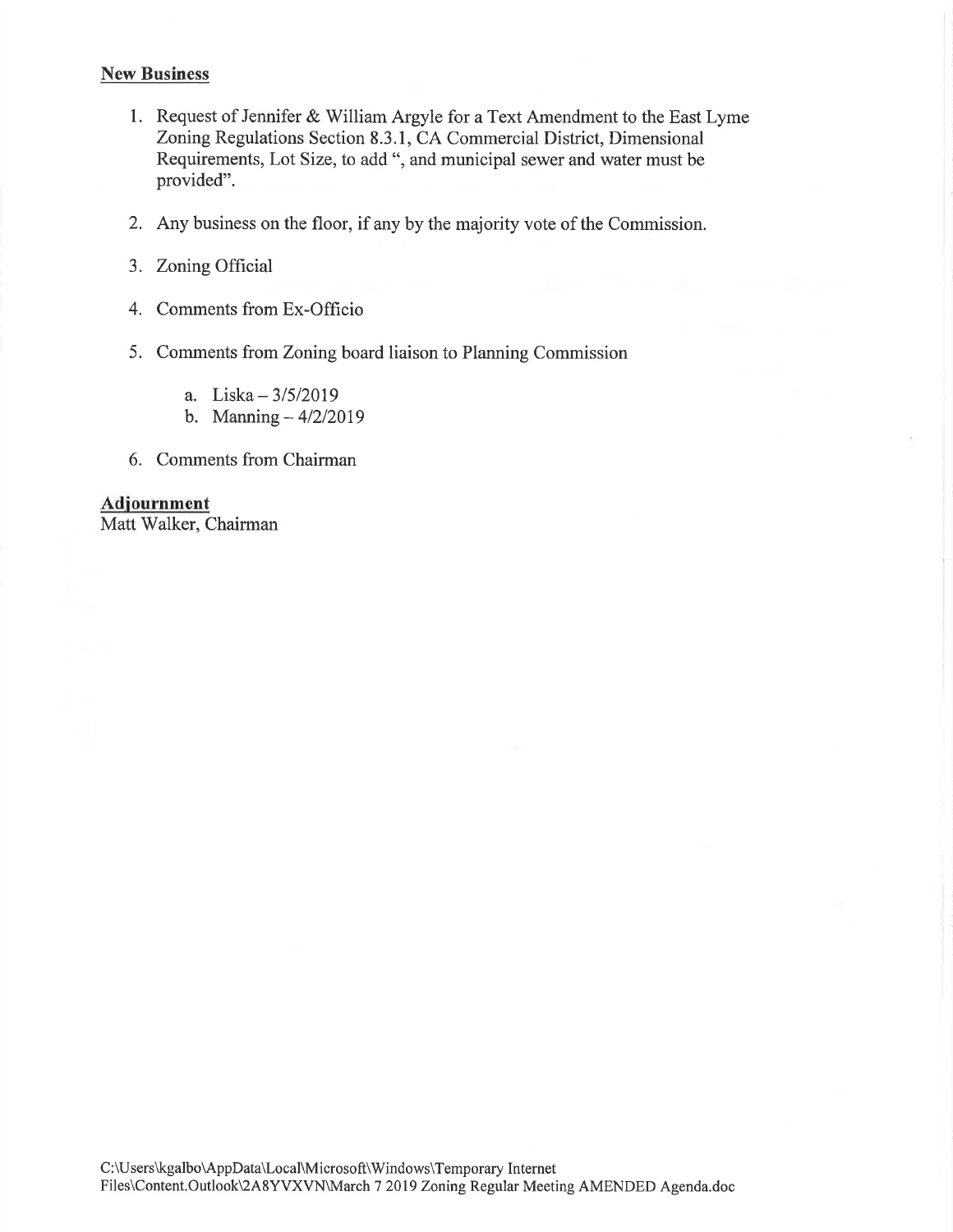## New Business

1. Request of Jennifer & William Argyle for a Text Amendment to the East Lyme Zoning Regulations Section 8.3.1, CA Commercial District, Dimensional Requirements, Lot Size, to add ", and municipal sewer and water must be provided".

2. Any business on the floor, if any by the majority vote of the Commission.

3. Zoning Official

4. Comments from Ex-Officio

5. Comments from Zoning board liaison to Planning Commission

   a. Liska – 3/5/2019
   b. Manning – 4/2/2019

6. Comments from Chairman

## Adjournment

Matt Walker, Chairman

C:\Users\kgalbo\AppData\Local\Microsoft\Windows\Temporary Internet Files\Content.Outlook\2A8YVXVN\March 7 2019 Zoning Regular Meeting AMENDED Agenda.doc